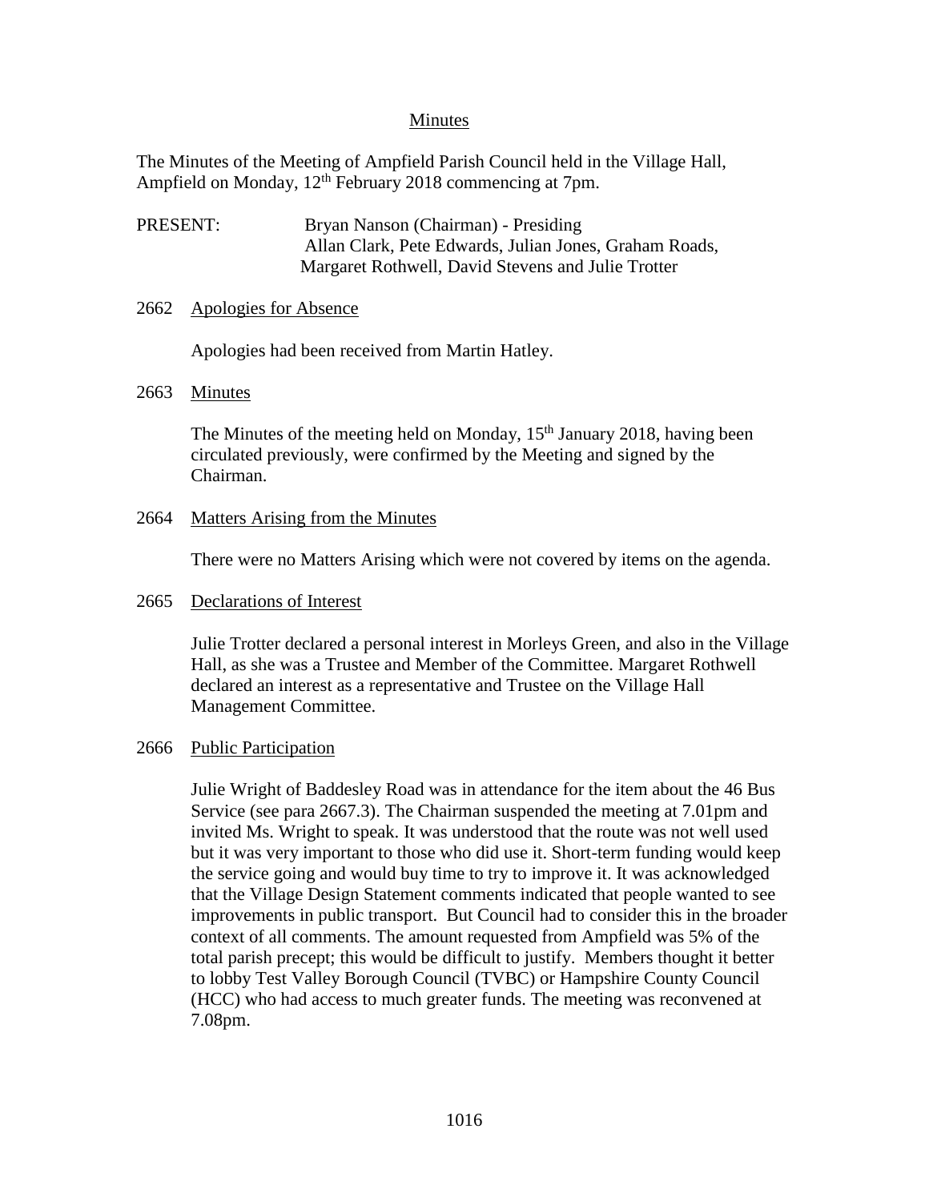# Minutes

The Minutes of the Meeting of Ampfield Parish Council held in the Village Hall, Ampfield on Monday, 12th February 2018 commencing at 7pm.

PRESENT: Bryan Nanson (Chairman) - Presiding
Allan Clark, Pete Edwards, Julian Jones, Graham Roads, Margaret Rothwell, David Stevens and Julie Trotter

## 2662 Apologies for Absence

Apologies had been received from Martin Hatley.

## 2663 Minutes

The Minutes of the meeting held on Monday, 15th January 2018, having been circulated previously, were confirmed by the Meeting and signed by the Chairman.

## 2664 Matters Arising from the Minutes

There were no Matters Arising which were not covered by items on the agenda.

## 2665 Declarations of Interest

Julie Trotter declared a personal interest in Morleys Green, and also in the Village Hall, as she was a Trustee and Member of the Committee. Margaret Rothwell declared an interest as a representative and Trustee on the Village Hall Management Committee.

## 2666 Public Participation

Julie Wright of Baddesley Road was in attendance for the item about the 46 Bus Service (see para 2667.3). The Chairman suspended the meeting at 7.01pm and invited Ms. Wright to speak. It was understood that the route was not well used but it was very important to those who did use it. Short-term funding would keep the service going and would buy time to try to improve it. It was acknowledged that the Village Design Statement comments indicated that people wanted to see improvements in public transport. But Council had to consider this in the broader context of all comments. The amount requested from Ampfield was 5% of the total parish precept; this would be difficult to justify. Members thought it better to lobby Test Valley Borough Council (TVBC) or Hampshire County Council (HCC) who had access to much greater funds. The meeting was reconvened at 7.08pm.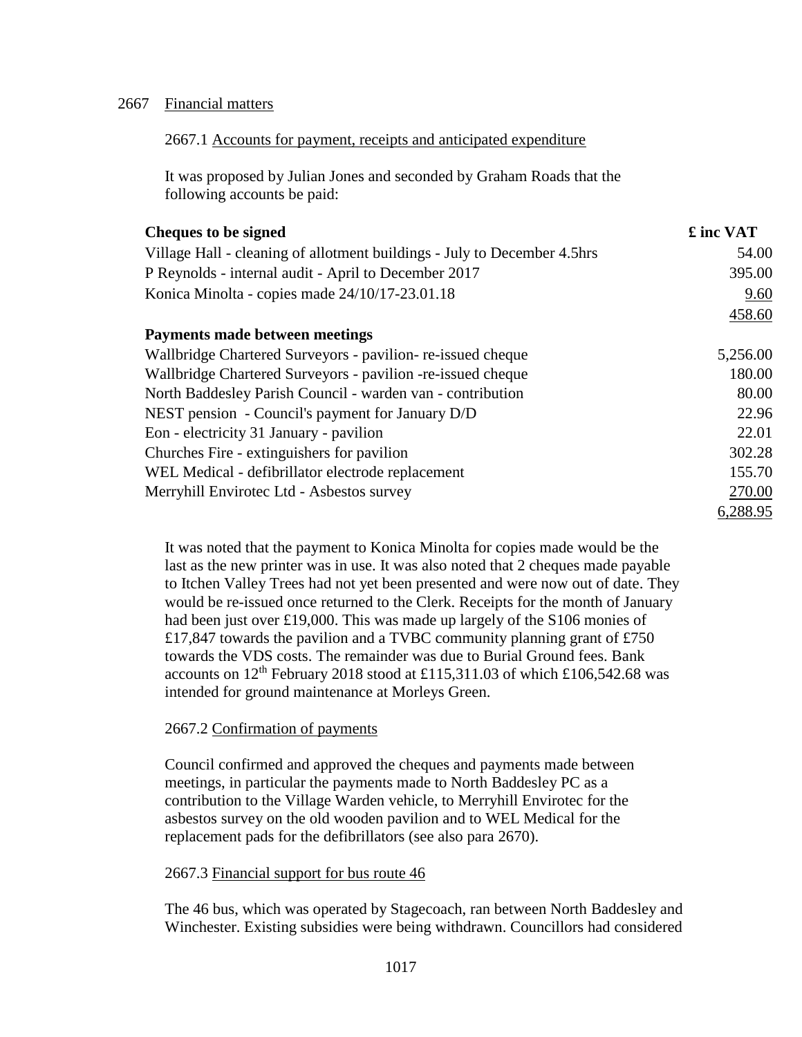2667 Financial matters

2667.1 Accounts for payment, receipts and anticipated expenditure

It was proposed by Julian Jones and seconded by Graham Roads that the following accounts be paid:

| **Cheques to be signed** | **£ inc VAT** |
|---|---|
| Village Hall - cleaning of allotment buildings - July to December 4.5hrs | 54.00 |
| P Reynolds - internal audit - April to December 2017 | 395.00 |
| Konica Minolta - copies made 24/10/17-23.01.18 | 9.60 |
| | 458.60 |
| **Payments made between meetings** | |
| Wallbridge Chartered Surveyors - pavilion- re-issued cheque | 5,256.00 |
| Wallbridge Chartered Surveyors - pavilion -re-issued cheque | 180.00 |
| North Baddesley Parish Council - warden van - contribution | 80.00 |
| NEST pension - Council's payment for January D/D | 22.96 |
| Eon - electricity 31 January - pavilion | 22.01 |
| Churches Fire - extinguishers for pavilion | 302.28 |
| WEL Medical - defibrillator electrode replacement | 155.70 |
| Merryhill Envirotec Ltd - Asbestos survey | 270.00 |
| | 6,288.95 |

It was noted that the payment to Konica Minolta for copies made would be the last as the new printer was in use. It was also noted that 2 cheques made payable to Itchen Valley Trees had not yet been presented and were now out of date. They would be re-issued once returned to the Clerk. Receipts for the month of January had been just over £19,000. This was made up largely of the S106 monies of £17,847 towards the pavilion and a TVBC community planning grant of £750 towards the VDS costs. The remainder was due to Burial Ground fees. Bank accounts on 12th February 2018 stood at £115,311.03 of which £106,542.68 was intended for ground maintenance at Morleys Green.

2667.2 Confirmation of payments

Council confirmed and approved the cheques and payments made between meetings, in particular the payments made to North Baddesley PC as a contribution to the Village Warden vehicle, to Merryhill Envirotec for the asbestos survey on the old wooden pavilion and to WEL Medical for the replacement pads for the defibrillators (see also para 2670).

2667.3 Financial support for bus route 46

The 46 bus, which was operated by Stagecoach, ran between North Baddesley and Winchester. Existing subsidies were being withdrawn. Councillors had considered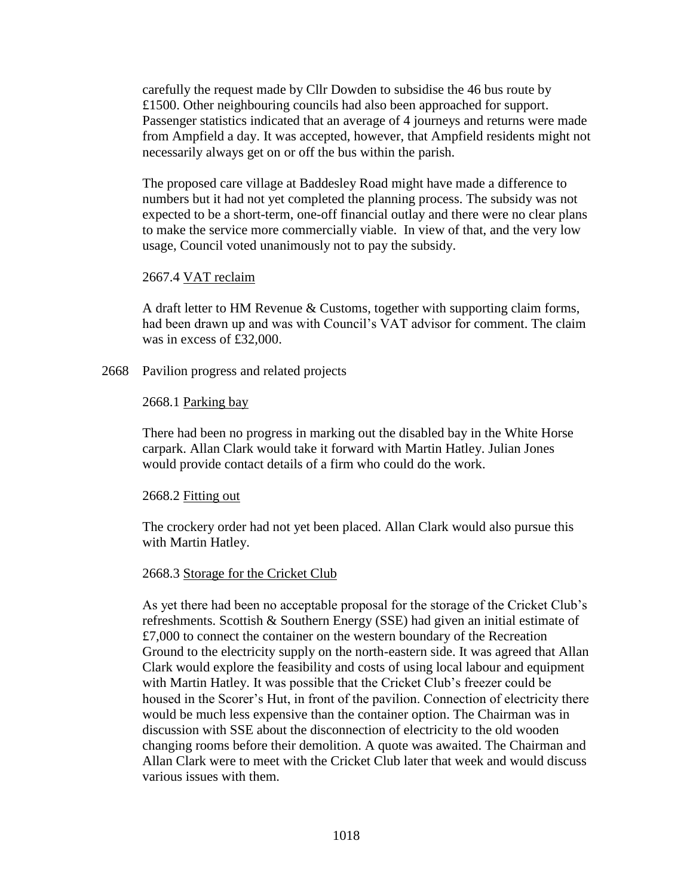carefully the request made by Cllr Dowden to subsidise the 46 bus route by £1500. Other neighbouring councils had also been approached for support. Passenger statistics indicated that an average of 4 journeys and returns were made from Ampfield a day. It was accepted, however, that Ampfield residents might not necessarily always get on or off the bus within the parish.

The proposed care village at Baddesley Road might have made a difference to numbers but it had not yet completed the planning process. The subsidy was not expected to be a short-term, one-off financial outlay and there were no clear plans to make the service more commercially viable. In view of that, and the very low usage, Council voted unanimously not to pay the subsidy.

2667.4 VAT reclaim

A draft letter to HM Revenue & Customs, together with supporting claim forms, had been drawn up and was with Council's VAT advisor for comment. The claim was in excess of £32,000.

2668 Pavilion progress and related projects

2668.1 Parking bay

There had been no progress in marking out the disabled bay in the White Horse carpark. Allan Clark would take it forward with Martin Hatley. Julian Jones would provide contact details of a firm who could do the work.

2668.2 Fitting out

The crockery order had not yet been placed. Allan Clark would also pursue this with Martin Hatley.

2668.3 Storage for the Cricket Club

As yet there had been no acceptable proposal for the storage of the Cricket Club's refreshments. Scottish & Southern Energy (SSE) had given an initial estimate of £7,000 to connect the container on the western boundary of the Recreation Ground to the electricity supply on the north-eastern side. It was agreed that Allan Clark would explore the feasibility and costs of using local labour and equipment with Martin Hatley. It was possible that the Cricket Club's freezer could be housed in the Scorer's Hut, in front of the pavilion. Connection of electricity there would be much less expensive than the container option. The Chairman was in discussion with SSE about the disconnection of electricity to the old wooden changing rooms before their demolition. A quote was awaited. The Chairman and Allan Clark were to meet with the Cricket Club later that week and would discuss various issues with them.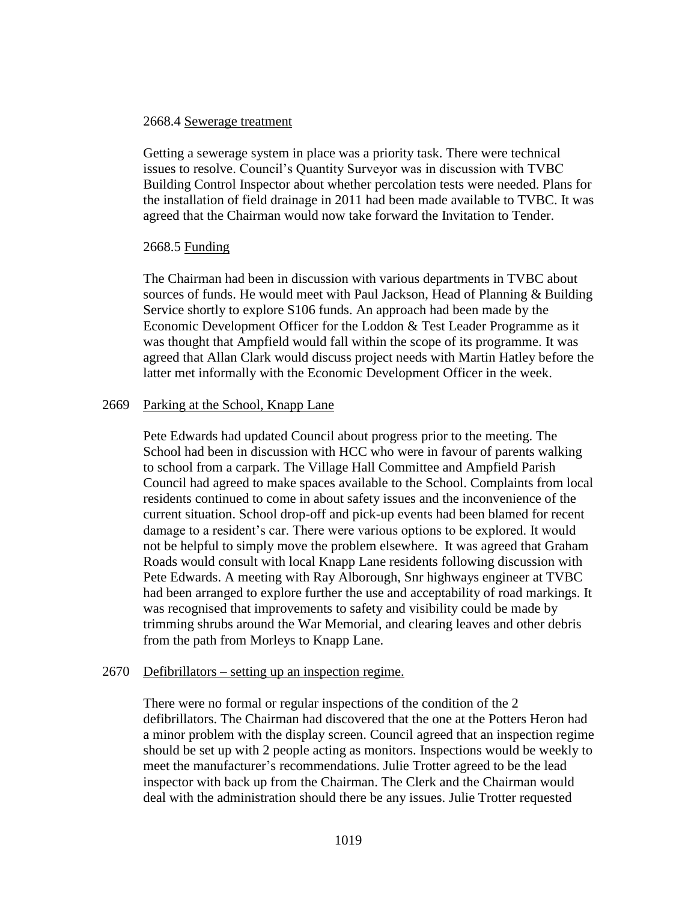2668.4 Sewerage treatment

Getting a sewerage system in place was a priority task. There were technical issues to resolve. Council's Quantity Surveyor was in discussion with TVBC Building Control Inspector about whether percolation tests were needed. Plans for the installation of field drainage in 2011 had been made available to TVBC. It was agreed that the Chairman would now take forward the Invitation to Tender.

2668.5 Funding

The Chairman had been in discussion with various departments in TVBC about sources of funds. He would meet with Paul Jackson, Head of Planning & Building Service shortly to explore S106 funds. An approach had been made by the Economic Development Officer for the Loddon & Test Leader Programme as it was thought that Ampfield would fall within the scope of its programme. It was agreed that Allan Clark would discuss project needs with Martin Hatley before the latter met informally with the Economic Development Officer in the week.

2669 Parking at the School, Knapp Lane

Pete Edwards had updated Council about progress prior to the meeting. The School had been in discussion with HCC who were in favour of parents walking to school from a carpark. The Village Hall Committee and Ampfield Parish Council had agreed to make spaces available to the School. Complaints from local residents continued to come in about safety issues and the inconvenience of the current situation. School drop-off and pick-up events had been blamed for recent damage to a resident's car. There were various options to be explored. It would not be helpful to simply move the problem elsewhere. It was agreed that Graham Roads would consult with local Knapp Lane residents following discussion with Pete Edwards. A meeting with Ray Alborough, Snr highways engineer at TVBC had been arranged to explore further the use and acceptability of road markings. It was recognised that improvements to safety and visibility could be made by trimming shrubs around the War Memorial, and clearing leaves and other debris from the path from Morleys to Knapp Lane.

2670 Defibrillators – setting up an inspection regime.

There were no formal or regular inspections of the condition of the 2 defibrillators. The Chairman had discovered that the one at the Potters Heron had a minor problem with the display screen. Council agreed that an inspection regime should be set up with 2 people acting as monitors. Inspections would be weekly to meet the manufacturer's recommendations. Julie Trotter agreed to be the lead inspector with back up from the Chairman. The Clerk and the Chairman would deal with the administration should there be any issues. Julie Trotter requested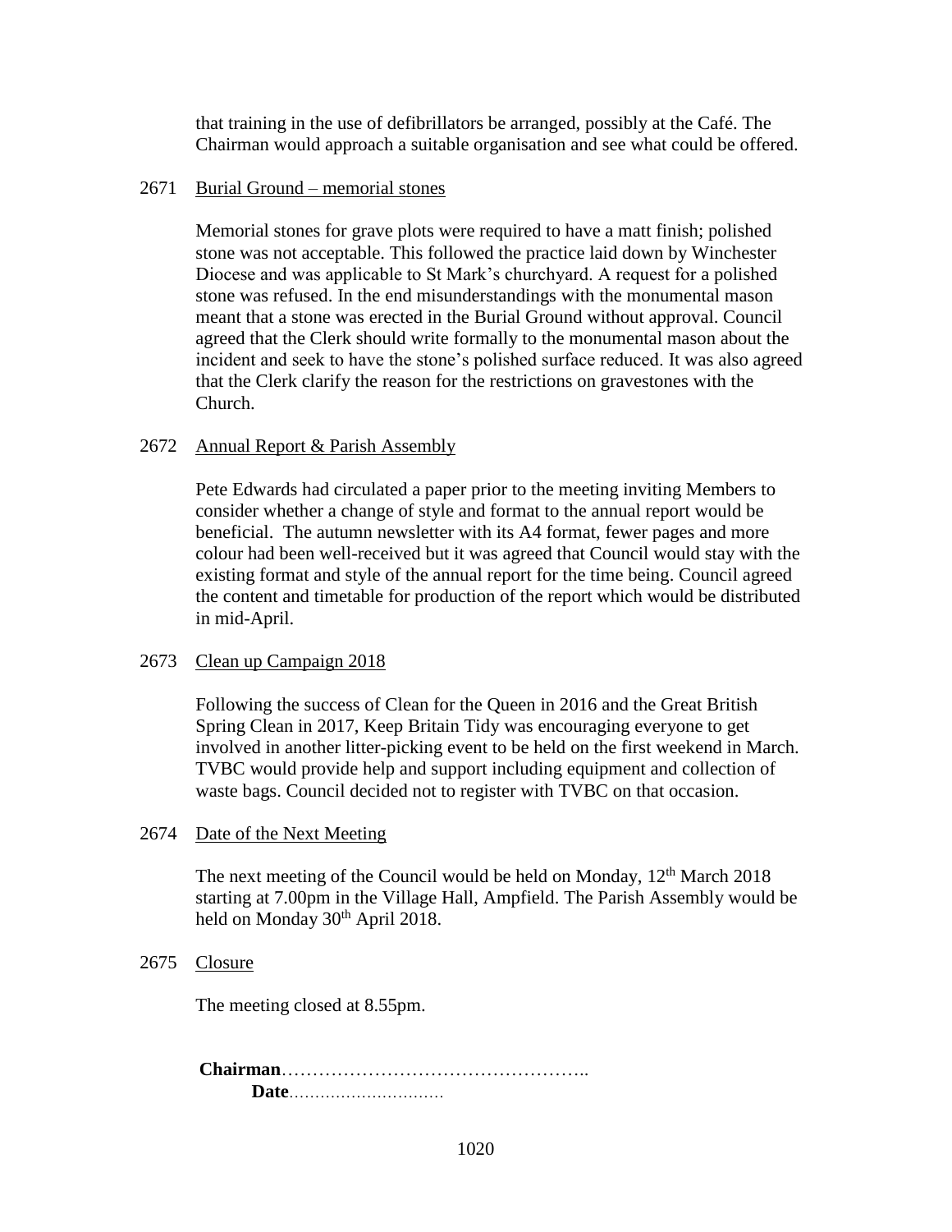that training in the use of defibrillators be arranged, possibly at the Café. The Chairman would approach a suitable organisation and see what could be offered.

2671 Burial Ground – memorial stones

Memorial stones for grave plots were required to have a matt finish; polished stone was not acceptable. This followed the practice laid down by Winchester Diocese and was applicable to St Mark's churchyard. A request for a polished stone was refused. In the end misunderstandings with the monumental mason meant that a stone was erected in the Burial Ground without approval. Council agreed that the Clerk should write formally to the monumental mason about the incident and seek to have the stone's polished surface reduced. It was also agreed that the Clerk clarify the reason for the restrictions on gravestones with the Church.

2672 Annual Report & Parish Assembly

Pete Edwards had circulated a paper prior to the meeting inviting Members to consider whether a change of style and format to the annual report would be beneficial. The autumn newsletter with its A4 format, fewer pages and more colour had been well-received but it was agreed that Council would stay with the existing format and style of the annual report for the time being. Council agreed the content and timetable for production of the report which would be distributed in mid-April.

2673 Clean up Campaign 2018

Following the success of Clean for the Queen in 2016 and the Great British Spring Clean in 2017, Keep Britain Tidy was encouraging everyone to get involved in another litter-picking event to be held on the first weekend in March. TVBC would provide help and support including equipment and collection of waste bags. Council decided not to register with TVBC on that occasion.

2674 Date of the Next Meeting

The next meeting of the Council would be held on Monday, 12th March 2018 starting at 7.00pm in the Village Hall, Ampfield. The Parish Assembly would be held on Monday 30th April 2018.

2675 Closure

The meeting closed at 8.55pm.

**Chairman**…………………………………………..
**Date**…………………………